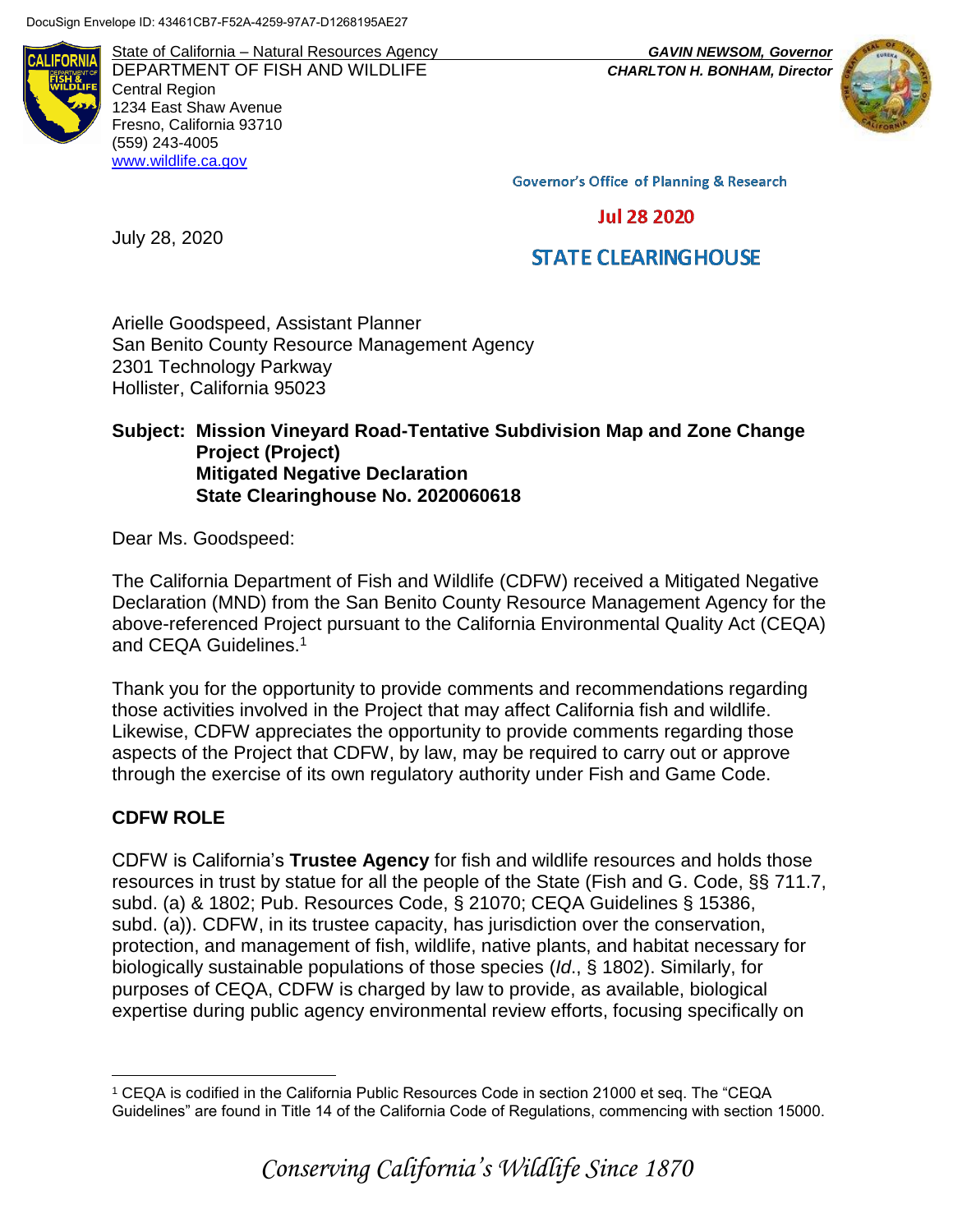DocuSign Envelope ID: 43461CB7-F52A-4259-97A7-D1268195AE27

State of California – Natural Resources Agency
DEPARTMENT OF FISH AND WILDLIFE
Central Region
1234 East Shaw Avenue
Fresno, California 93710
(559) 243-4005
www.wildlife.ca.gov

***GAVIN NEWSOM, Governor***
***CHARLTON H. BONHAM, Director***

Governor's Office of Planning & Research

Jul 28 2020

STATE CLEARINGHOUSE

July 28, 2020

Arielle Goodspeed, Assistant Planner
San Benito County Resource Management Agency
2301 Technology Parkway
Hollister, California 95023

**Subject: Mission Vineyard Road-Tentative Subdivision Map and Zone Change Project (Project)**
**Mitigated Negative Declaration**
**State Clearinghouse No. 2020060618**

Dear Ms. Goodspeed:

The California Department of Fish and Wildlife (CDFW) received a Mitigated Negative Declaration (MND) from the San Benito County Resource Management Agency for the above-referenced Project pursuant to the California Environmental Quality Act (CEQA) and CEQA Guidelines.[1]

Thank you for the opportunity to provide comments and recommendations regarding those activities involved in the Project that may affect California fish and wildlife. Likewise, CDFW appreciates the opportunity to provide comments regarding those aspects of the Project that CDFW, by law, may be required to carry out or approve through the exercise of its own regulatory authority under Fish and Game Code.

## CDFW ROLE

CDFW is California's **Trustee Agency** for fish and wildlife resources and holds those resources in trust by statue for all the people of the State (Fish and G. Code, §§ 711.7, subd. (a) & 1802; Pub. Resources Code, § 21070; CEQA Guidelines § 15386, subd. (a)). CDFW, in its trustee capacity, has jurisdiction over the conservation, protection, and management of fish, wildlife, native plants, and habitat necessary for biologically sustainable populations of those species (*Id*., § 1802). Similarly, for purposes of CEQA, CDFW is charged by law to provide, as available, biological expertise during public agency environmental review efforts, focusing specifically on

[1] CEQA is codified in the California Public Resources Code in section 21000 et seq. The "CEQA Guidelines" are found in Title 14 of the California Code of Regulations, commencing with section 15000.

*Conserving California's Wildlife Since 1870*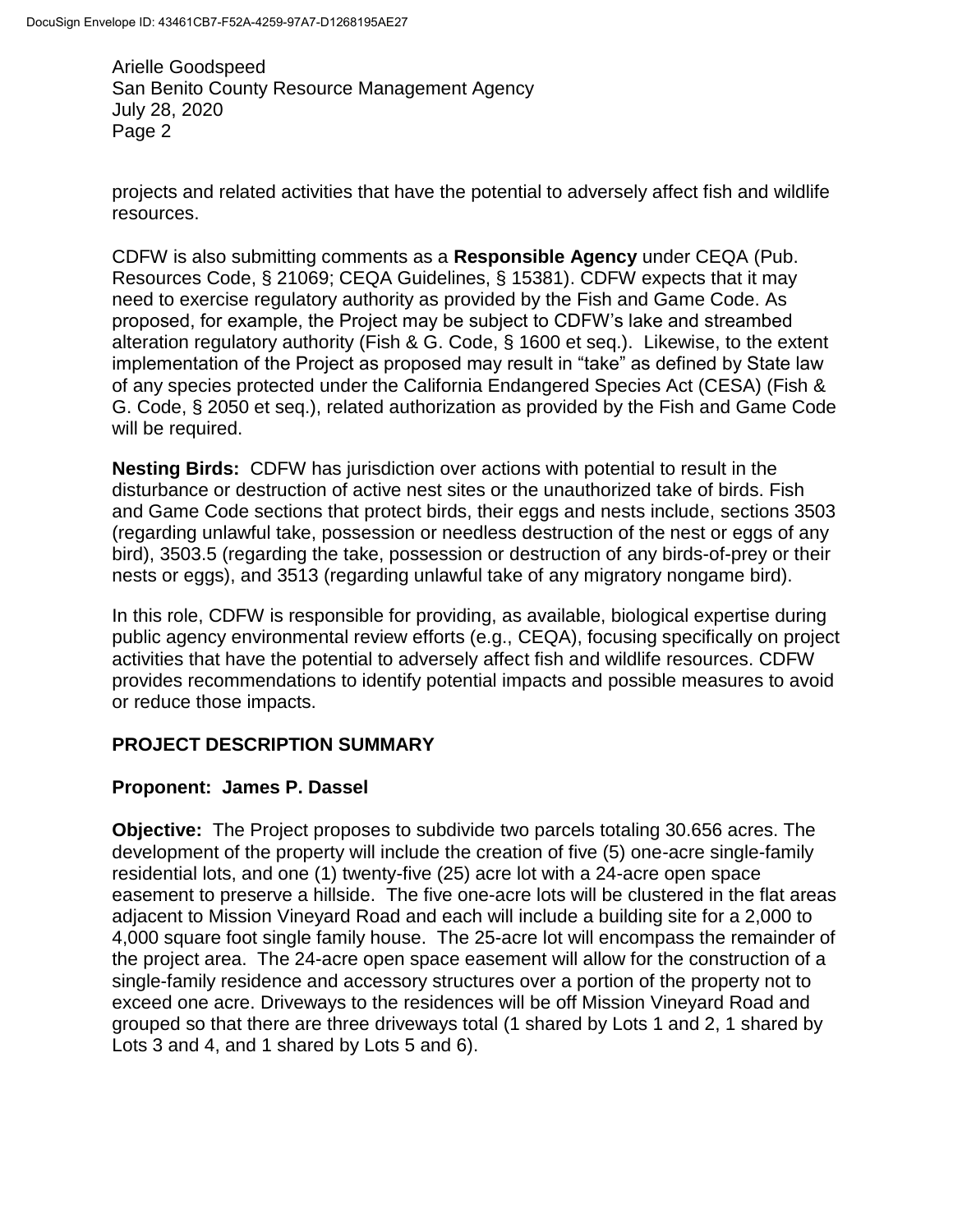projects and related activities that have the potential to adversely affect fish and wildlife resources.

CDFW is also submitting comments as a **Responsible Agency** under CEQA (Pub. Resources Code, § 21069; CEQA Guidelines, § 15381). CDFW expects that it may need to exercise regulatory authority as provided by the Fish and Game Code. As proposed, for example, the Project may be subject to CDFW's lake and streambed alteration regulatory authority (Fish & G. Code, § 1600 et seq.). Likewise, to the extent implementation of the Project as proposed may result in "take" as defined by State law of any species protected under the California Endangered Species Act (CESA) (Fish & G. Code, § 2050 et seq.), related authorization as provided by the Fish and Game Code will be required.

**Nesting Birds:** CDFW has jurisdiction over actions with potential to result in the disturbance or destruction of active nest sites or the unauthorized take of birds. Fish and Game Code sections that protect birds, their eggs and nests include, sections 3503 (regarding unlawful take, possession or needless destruction of the nest or eggs of any bird), 3503.5 (regarding the take, possession or destruction of any birds-of-prey or their nests or eggs), and 3513 (regarding unlawful take of any migratory nongame bird).

In this role, CDFW is responsible for providing, as available, biological expertise during public agency environmental review efforts (e.g., CEQA), focusing specifically on project activities that have the potential to adversely affect fish and wildlife resources. CDFW provides recommendations to identify potential impacts and possible measures to avoid or reduce those impacts.

## PROJECT DESCRIPTION SUMMARY

**Proponent: James P. Dassel**

**Objective:** The Project proposes to subdivide two parcels totaling 30.656 acres. The development of the property will include the creation of five (5) one-acre single-family residential lots, and one (1) twenty-five (25) acre lot with a 24-acre open space easement to preserve a hillside. The five one-acre lots will be clustered in the flat areas adjacent to Mission Vineyard Road and each will include a building site for a 2,000 to 4,000 square foot single family house. The 25-acre lot will encompass the remainder of the project area. The 24-acre open space easement will allow for the construction of a single-family residence and accessory structures over a portion of the property not to exceed one acre. Driveways to the residences will be off Mission Vineyard Road and grouped so that there are three driveways total (1 shared by Lots 1 and 2, 1 shared by Lots 3 and 4, and 1 shared by Lots 5 and 6).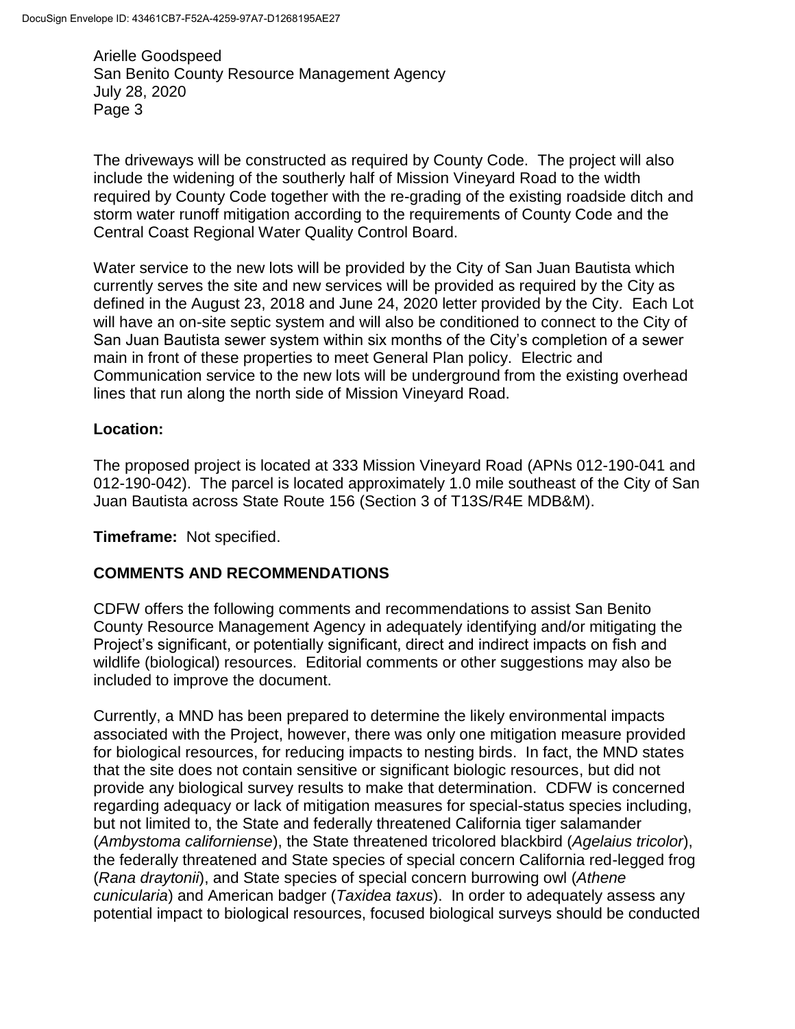The driveways will be constructed as required by County Code. The project will also include the widening of the southerly half of Mission Vineyard Road to the width required by County Code together with the re-grading of the existing roadside ditch and storm water runoff mitigation according to the requirements of County Code and the Central Coast Regional Water Quality Control Board.

Water service to the new lots will be provided by the City of San Juan Bautista which currently serves the site and new services will be provided as required by the City as defined in the August 23, 2018 and June 24, 2020 letter provided by the City. Each Lot will have an on-site septic system and will also be conditioned to connect to the City of San Juan Bautista sewer system within six months of the City's completion of a sewer main in front of these properties to meet General Plan policy. Electric and Communication service to the new lots will be underground from the existing overhead lines that run along the north side of Mission Vineyard Road.

**Location:**

The proposed project is located at 333 Mission Vineyard Road (APNs 012-190-041 and 012-190-042). The parcel is located approximately 1.0 mile southeast of the City of San Juan Bautista across State Route 156 (Section 3 of T13S/R4E MDB&M).

**Timeframe:** Not specified.

## COMMENTS AND RECOMMENDATIONS

CDFW offers the following comments and recommendations to assist San Benito County Resource Management Agency in adequately identifying and/or mitigating the Project's significant, or potentially significant, direct and indirect impacts on fish and wildlife (biological) resources. Editorial comments or other suggestions may also be included to improve the document.

Currently, a MND has been prepared to determine the likely environmental impacts associated with the Project, however, there was only one mitigation measure provided for biological resources, for reducing impacts to nesting birds. In fact, the MND states that the site does not contain sensitive or significant biologic resources, but did not provide any biological survey results to make that determination. CDFW is concerned regarding adequacy or lack of mitigation measures for special-status species including, but not limited to, the State and federally threatened California tiger salamander (*Ambystoma californiense*), the State threatened tricolored blackbird (*Agelaius tricolor*), the federally threatened and State species of special concern California red-legged frog (*Rana draytonii*), and State species of special concern burrowing owl (*Athene cunicularia*) and American badger (*Taxidea taxus*). In order to adequately assess any potential impact to biological resources, focused biological surveys should be conducted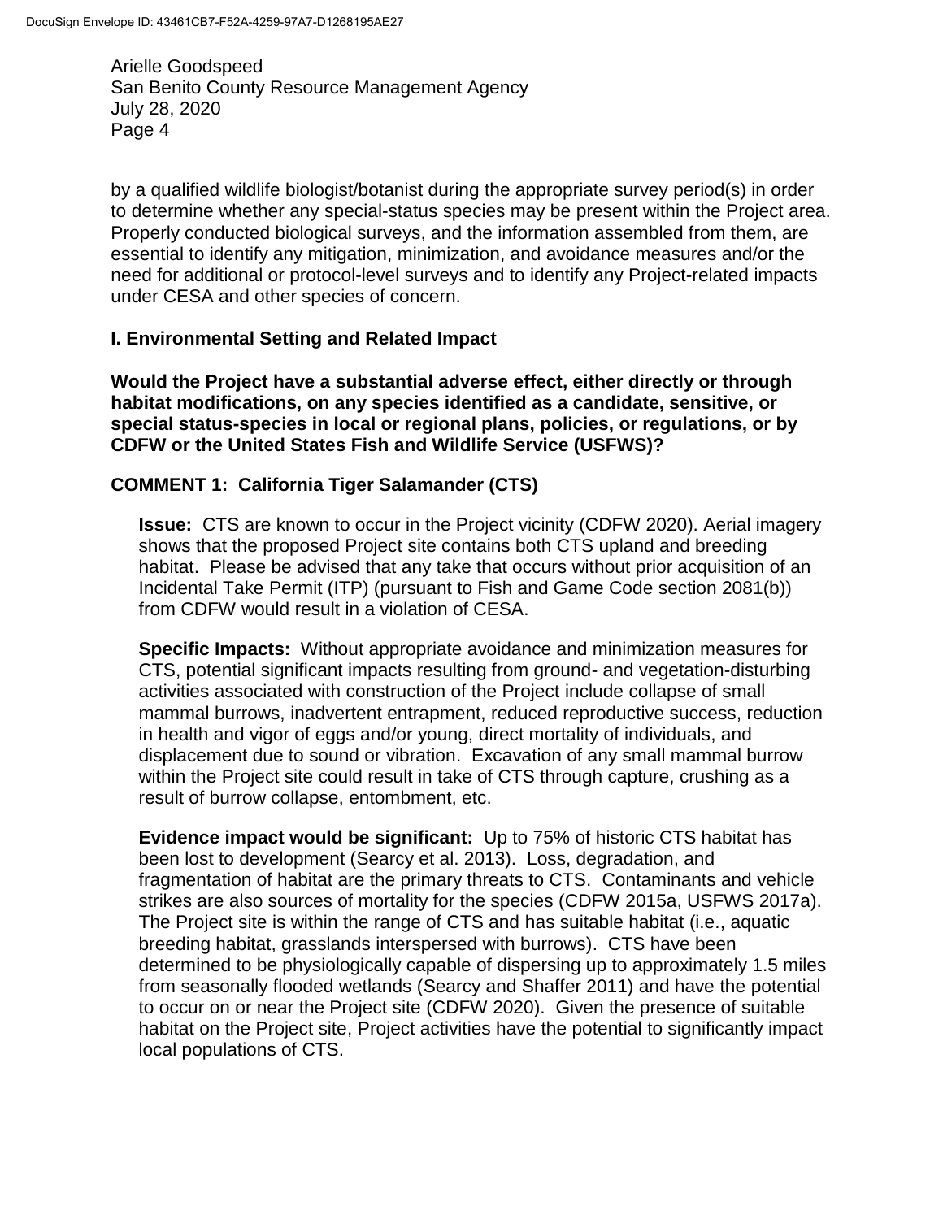by a qualified wildlife biologist/botanist during the appropriate survey period(s) in order to determine whether any special-status species may be present within the Project area. Properly conducted biological surveys, and the information assembled from them, are essential to identify any mitigation, minimization, and avoidance measures and/or the need for additional or protocol-level surveys and to identify any Project-related impacts under CESA and other species of concern.

## I. Environmental Setting and Related Impact

**Would the Project have a substantial adverse effect, either directly or through habitat modifications, on any species identified as a candidate, sensitive, or special status-species in local or regional plans, policies, or regulations, or by CDFW or the United States Fish and Wildlife Service (USFWS)?**

### COMMENT 1: California Tiger Salamander (CTS)

**Issue:** CTS are known to occur in the Project vicinity (CDFW 2020). Aerial imagery shows that the proposed Project site contains both CTS upland and breeding habitat. Please be advised that any take that occurs without prior acquisition of an Incidental Take Permit (ITP) (pursuant to Fish and Game Code section 2081(b)) from CDFW would result in a violation of CESA.

**Specific Impacts:** Without appropriate avoidance and minimization measures for CTS, potential significant impacts resulting from ground- and vegetation-disturbing activities associated with construction of the Project include collapse of small mammal burrows, inadvertent entrapment, reduced reproductive success, reduction in health and vigor of eggs and/or young, direct mortality of individuals, and displacement due to sound or vibration. Excavation of any small mammal burrow within the Project site could result in take of CTS through capture, crushing as a result of burrow collapse, entombment, etc.

**Evidence impact would be significant:** Up to 75% of historic CTS habitat has been lost to development (Searcy et al. 2013). Loss, degradation, and fragmentation of habitat are the primary threats to CTS. Contaminants and vehicle strikes are also sources of mortality for the species (CDFW 2015a, USFWS 2017a). The Project site is within the range of CTS and has suitable habitat (i.e., aquatic breeding habitat, grasslands interspersed with burrows). CTS have been determined to be physiologically capable of dispersing up to approximately 1.5 miles from seasonally flooded wetlands (Searcy and Shaffer 2011) and have the potential to occur on or near the Project site (CDFW 2020). Given the presence of suitable habitat on the Project site, Project activities have the potential to significantly impact local populations of CTS.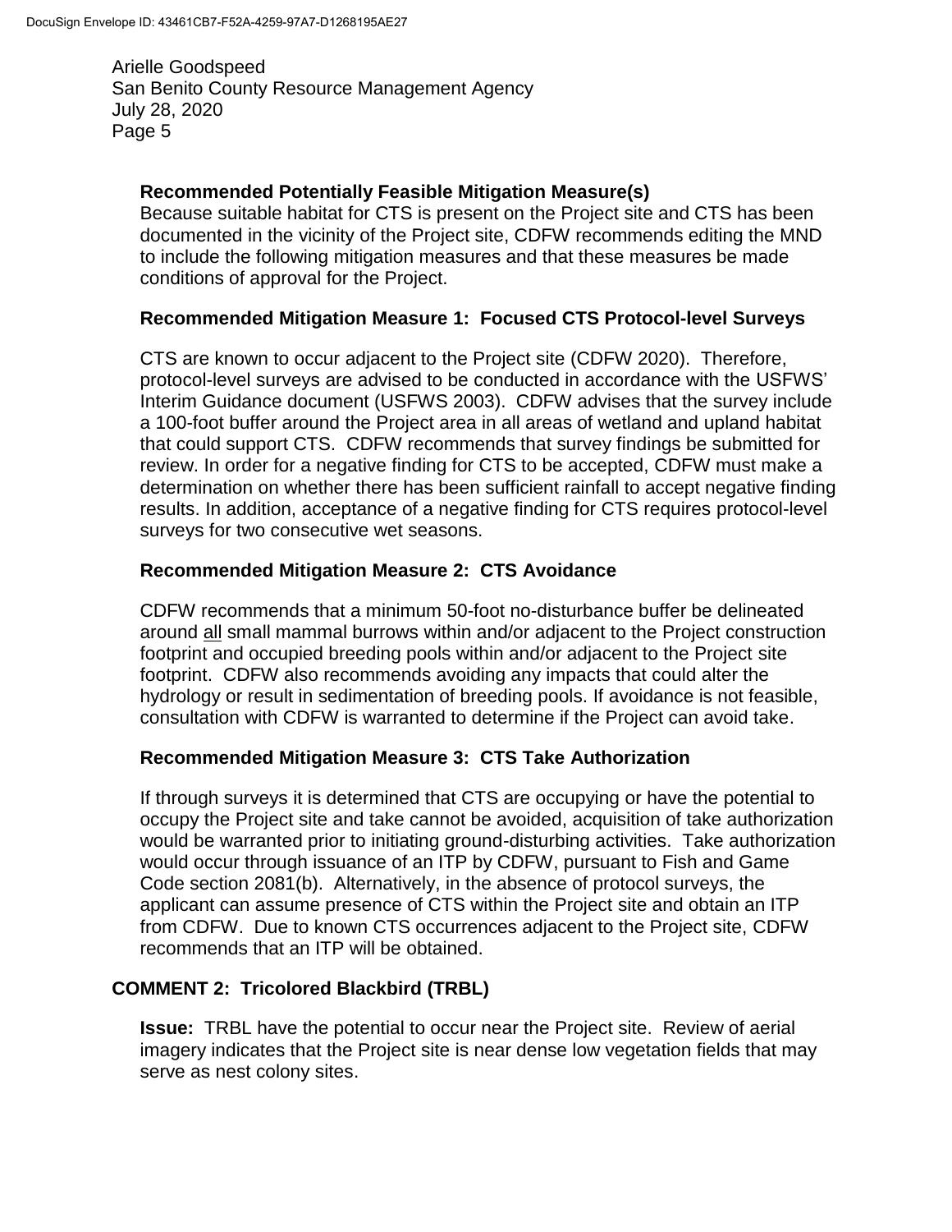**Recommended Potentially Feasible Mitigation Measure(s)**
Because suitable habitat for CTS is present on the Project site and CTS has been documented in the vicinity of the Project site, CDFW recommends editing the MND to include the following mitigation measures and that these measures be made conditions of approval for the Project.

**Recommended Mitigation Measure 1: Focused CTS Protocol-level Surveys**

CTS are known to occur adjacent to the Project site (CDFW 2020). Therefore, protocol-level surveys are advised to be conducted in accordance with the USFWS' Interim Guidance document (USFWS 2003). CDFW advises that the survey include a 100-foot buffer around the Project area in all areas of wetland and upland habitat that could support CTS. CDFW recommends that survey findings be submitted for review. In order for a negative finding for CTS to be accepted, CDFW must make a determination on whether there has been sufficient rainfall to accept negative finding results. In addition, acceptance of a negative finding for CTS requires protocol-level surveys for two consecutive wet seasons.

**Recommended Mitigation Measure 2: CTS Avoidance**

CDFW recommends that a minimum 50-foot no-disturbance buffer be delineated around all small mammal burrows within and/or adjacent to the Project construction footprint and occupied breeding pools within and/or adjacent to the Project site footprint. CDFW also recommends avoiding any impacts that could alter the hydrology or result in sedimentation of breeding pools. If avoidance is not feasible, consultation with CDFW is warranted to determine if the Project can avoid take.

**Recommended Mitigation Measure 3: CTS Take Authorization**

If through surveys it is determined that CTS are occupying or have the potential to occupy the Project site and take cannot be avoided, acquisition of take authorization would be warranted prior to initiating ground-disturbing activities. Take authorization would occur through issuance of an ITP by CDFW, pursuant to Fish and Game Code section 2081(b). Alternatively, in the absence of protocol surveys, the applicant can assume presence of CTS within the Project site and obtain an ITP from CDFW. Due to known CTS occurrences adjacent to the Project site, CDFW recommends that an ITP will be obtained.

**COMMENT 2: Tricolored Blackbird (TRBL)**

**Issue:** TRBL have the potential to occur near the Project site. Review of aerial imagery indicates that the Project site is near dense low vegetation fields that may serve as nest colony sites.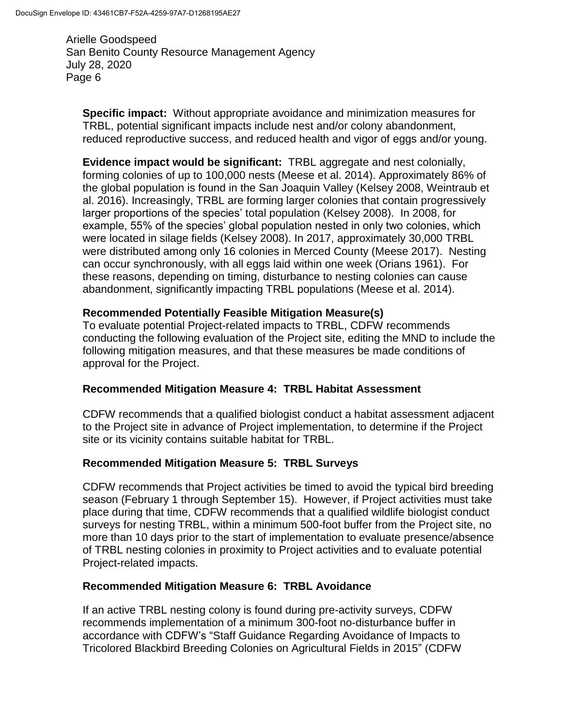**Specific impact:** Without appropriate avoidance and minimization measures for TRBL, potential significant impacts include nest and/or colony abandonment, reduced reproductive success, and reduced health and vigor of eggs and/or young.

**Evidence impact would be significant:** TRBL aggregate and nest colonially, forming colonies of up to 100,000 nests (Meese et al. 2014). Approximately 86% of the global population is found in the San Joaquin Valley (Kelsey 2008, Weintraub et al. 2016). Increasingly, TRBL are forming larger colonies that contain progressively larger proportions of the species' total population (Kelsey 2008). In 2008, for example, 55% of the species' global population nested in only two colonies, which were located in silage fields (Kelsey 2008). In 2017, approximately 30,000 TRBL were distributed among only 16 colonies in Merced County (Meese 2017). Nesting can occur synchronously, with all eggs laid within one week (Orians 1961). For these reasons, depending on timing, disturbance to nesting colonies can cause abandonment, significantly impacting TRBL populations (Meese et al. 2014).

**Recommended Potentially Feasible Mitigation Measure(s)**
To evaluate potential Project-related impacts to TRBL, CDFW recommends conducting the following evaluation of the Project site, editing the MND to include the following mitigation measures, and that these measures be made conditions of approval for the Project.

**Recommended Mitigation Measure 4: TRBL Habitat Assessment**

CDFW recommends that a qualified biologist conduct a habitat assessment adjacent to the Project site in advance of Project implementation, to determine if the Project site or its vicinity contains suitable habitat for TRBL.

**Recommended Mitigation Measure 5: TRBL Surveys**

CDFW recommends that Project activities be timed to avoid the typical bird breeding season (February 1 through September 15). However, if Project activities must take place during that time, CDFW recommends that a qualified wildlife biologist conduct surveys for nesting TRBL, within a minimum 500-foot buffer from the Project site, no more than 10 days prior to the start of implementation to evaluate presence/absence of TRBL nesting colonies in proximity to Project activities and to evaluate potential Project-related impacts.

**Recommended Mitigation Measure 6: TRBL Avoidance**

If an active TRBL nesting colony is found during pre-activity surveys, CDFW recommends implementation of a minimum 300-foot no-disturbance buffer in accordance with CDFW's "Staff Guidance Regarding Avoidance of Impacts to Tricolored Blackbird Breeding Colonies on Agricultural Fields in 2015" (CDFW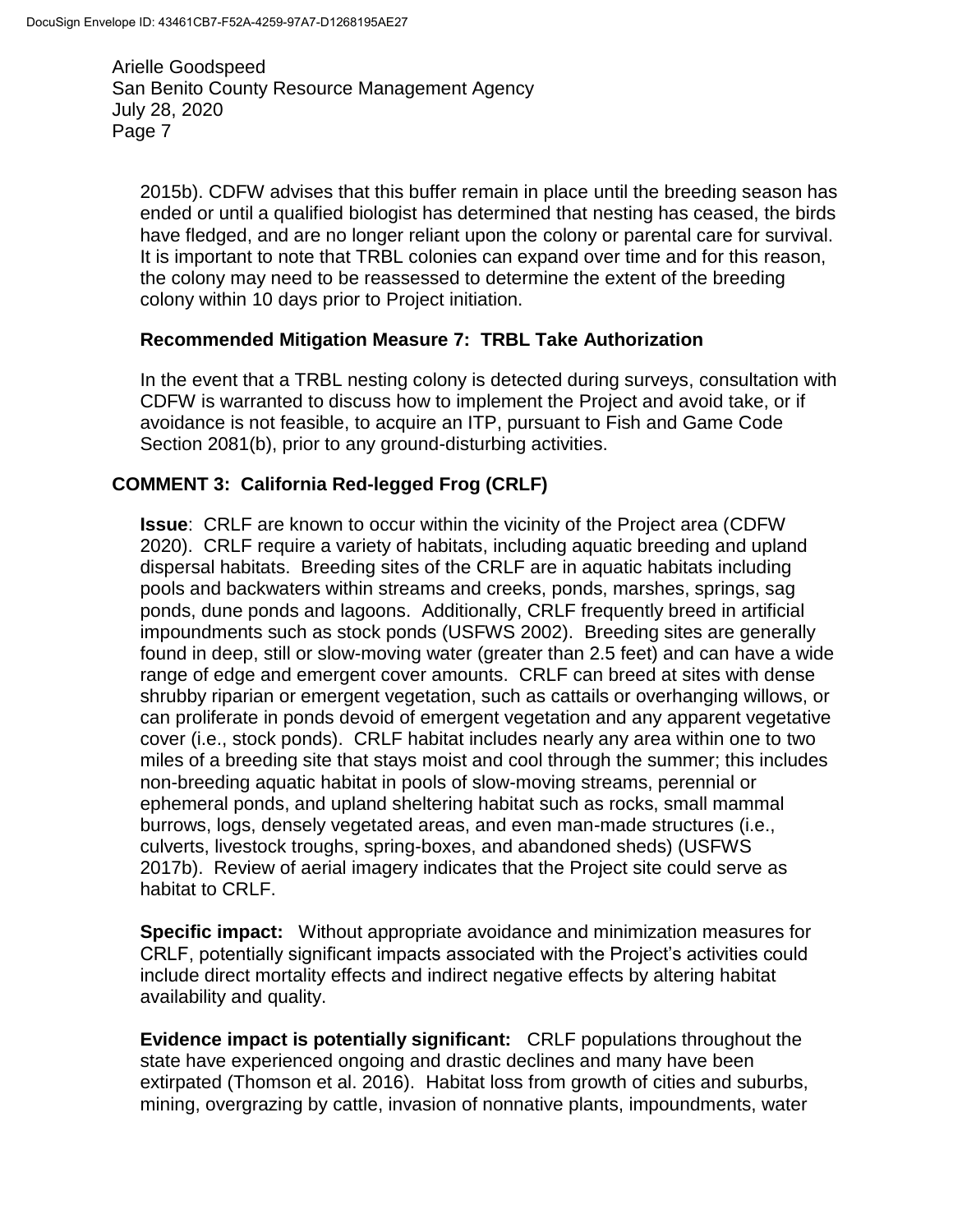2015b). CDFW advises that this buffer remain in place until the breeding season has ended or until a qualified biologist has determined that nesting has ceased, the birds have fledged, and are no longer reliant upon the colony or parental care for survival. It is important to note that TRBL colonies can expand over time and for this reason, the colony may need to be reassessed to determine the extent of the breeding colony within 10 days prior to Project initiation.

**Recommended Mitigation Measure 7: TRBL Take Authorization**

In the event that a TRBL nesting colony is detected during surveys, consultation with CDFW is warranted to discuss how to implement the Project and avoid take, or if avoidance is not feasible, to acquire an ITP, pursuant to Fish and Game Code Section 2081(b), prior to any ground-disturbing activities.

## COMMENT 3: California Red-legged Frog (CRLF)

**Issue**: CRLF are known to occur within the vicinity of the Project area (CDFW 2020). CRLF require a variety of habitats, including aquatic breeding and upland dispersal habitats. Breeding sites of the CRLF are in aquatic habitats including pools and backwaters within streams and creeks, ponds, marshes, springs, sag ponds, dune ponds and lagoons. Additionally, CRLF frequently breed in artificial impoundments such as stock ponds (USFWS 2002). Breeding sites are generally found in deep, still or slow-moving water (greater than 2.5 feet) and can have a wide range of edge and emergent cover amounts. CRLF can breed at sites with dense shrubby riparian or emergent vegetation, such as cattails or overhanging willows, or can proliferate in ponds devoid of emergent vegetation and any apparent vegetative cover (i.e., stock ponds). CRLF habitat includes nearly any area within one to two miles of a breeding site that stays moist and cool through the summer; this includes non-breeding aquatic habitat in pools of slow-moving streams, perennial or ephemeral ponds, and upland sheltering habitat such as rocks, small mammal burrows, logs, densely vegetated areas, and even man-made structures (i.e., culverts, livestock troughs, spring-boxes, and abandoned sheds) (USFWS 2017b). Review of aerial imagery indicates that the Project site could serve as habitat to CRLF.

**Specific impact:** Without appropriate avoidance and minimization measures for CRLF, potentially significant impacts associated with the Project's activities could include direct mortality effects and indirect negative effects by altering habitat availability and quality.

**Evidence impact is potentially significant:** CRLF populations throughout the state have experienced ongoing and drastic declines and many have been extirpated (Thomson et al. 2016). Habitat loss from growth of cities and suburbs, mining, overgrazing by cattle, invasion of nonnative plants, impoundments, water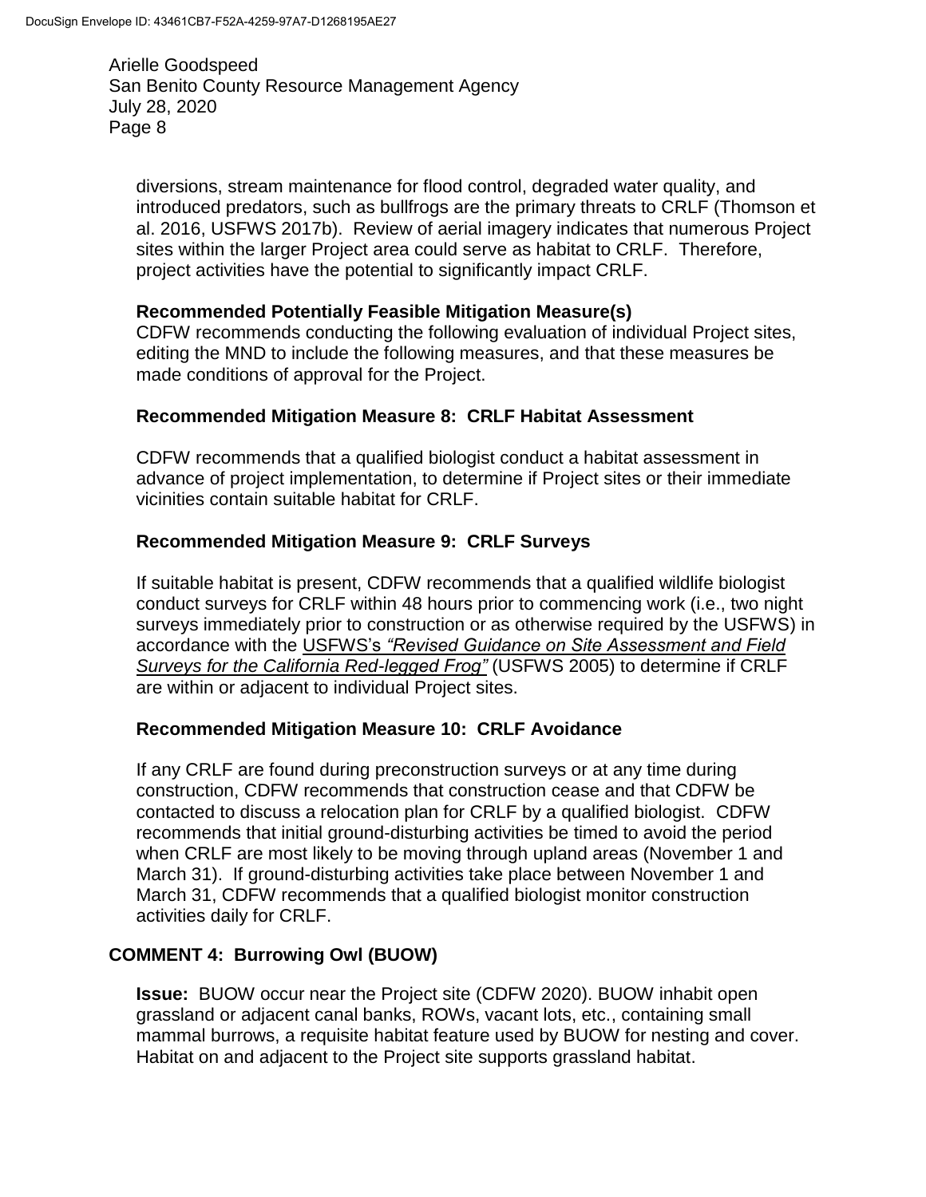diversions, stream maintenance for flood control, degraded water quality, and introduced predators, such as bullfrogs are the primary threats to CRLF (Thomson et al. 2016, USFWS 2017b). Review of aerial imagery indicates that numerous Project sites within the larger Project area could serve as habitat to CRLF. Therefore, project activities have the potential to significantly impact CRLF.

**Recommended Potentially Feasible Mitigation Measure(s)**
CDFW recommends conducting the following evaluation of individual Project sites, editing the MND to include the following measures, and that these measures be made conditions of approval for the Project.

**Recommended Mitigation Measure 8: CRLF Habitat Assessment**

CDFW recommends that a qualified biologist conduct a habitat assessment in advance of project implementation, to determine if Project sites or their immediate vicinities contain suitable habitat for CRLF.

**Recommended Mitigation Measure 9: CRLF Surveys**

If suitable habitat is present, CDFW recommends that a qualified wildlife biologist conduct surveys for CRLF within 48 hours prior to commencing work (i.e., two night surveys immediately prior to construction or as otherwise required by the USFWS) in accordance with the USFWS's *"Revised Guidance on Site Assessment and Field Surveys for the California Red-legged Frog"* (USFWS 2005) to determine if CRLF are within or adjacent to individual Project sites.

**Recommended Mitigation Measure 10: CRLF Avoidance**

If any CRLF are found during preconstruction surveys or at any time during construction, CDFW recommends that construction cease and that CDFW be contacted to discuss a relocation plan for CRLF by a qualified biologist. CDFW recommends that initial ground-disturbing activities be timed to avoid the period when CRLF are most likely to be moving through upland areas (November 1 and March 31). If ground-disturbing activities take place between November 1 and March 31, CDFW recommends that a qualified biologist monitor construction activities daily for CRLF.

**COMMENT 4: Burrowing Owl (BUOW)**

**Issue:** BUOW occur near the Project site (CDFW 2020). BUOW inhabit open grassland or adjacent canal banks, ROWs, vacant lots, etc., containing small mammal burrows, a requisite habitat feature used by BUOW for nesting and cover. Habitat on and adjacent to the Project site supports grassland habitat.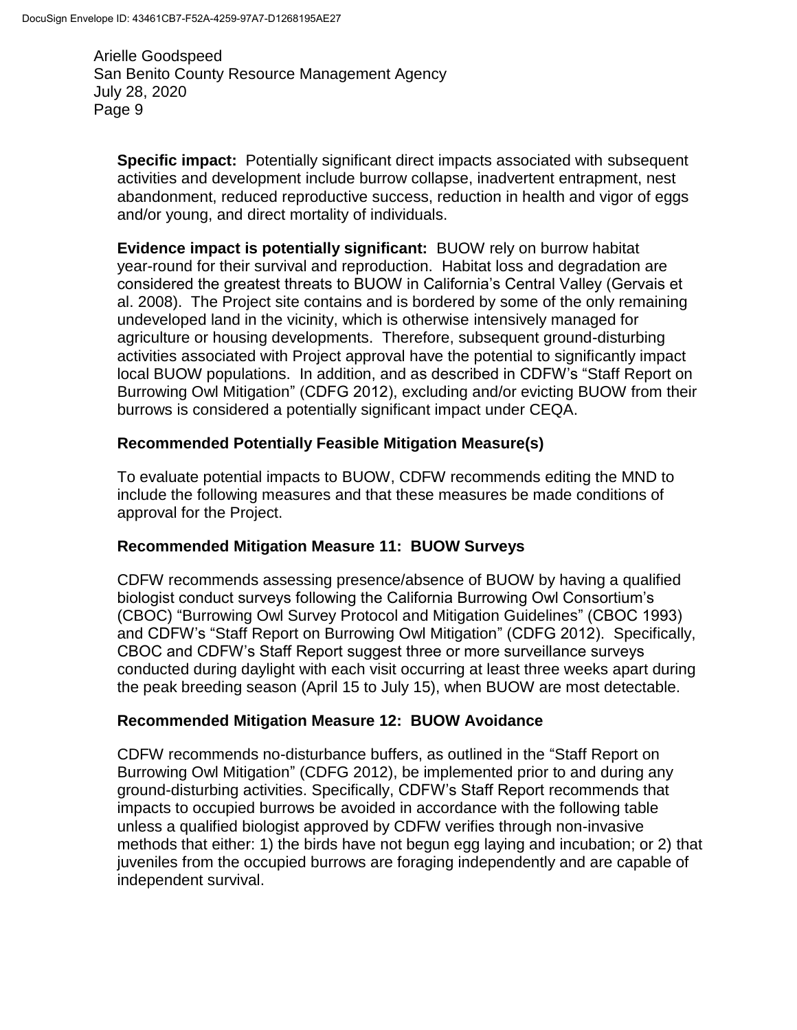**Specific impact:** Potentially significant direct impacts associated with subsequent activities and development include burrow collapse, inadvertent entrapment, nest abandonment, reduced reproductive success, reduction in health and vigor of eggs and/or young, and direct mortality of individuals.

**Evidence impact is potentially significant:** BUOW rely on burrow habitat year-round for their survival and reproduction. Habitat loss and degradation are considered the greatest threats to BUOW in California's Central Valley (Gervais et al. 2008). The Project site contains and is bordered by some of the only remaining undeveloped land in the vicinity, which is otherwise intensively managed for agriculture or housing developments. Therefore, subsequent ground-disturbing activities associated with Project approval have the potential to significantly impact local BUOW populations. In addition, and as described in CDFW's "Staff Report on Burrowing Owl Mitigation" (CDFG 2012), excluding and/or evicting BUOW from their burrows is considered a potentially significant impact under CEQA.

### Recommended Potentially Feasible Mitigation Measure(s)

To evaluate potential impacts to BUOW, CDFW recommends editing the MND to include the following measures and that these measures be made conditions of approval for the Project.

### Recommended Mitigation Measure 11: BUOW Surveys

CDFW recommends assessing presence/absence of BUOW by having a qualified biologist conduct surveys following the California Burrowing Owl Consortium's (CBOC) "Burrowing Owl Survey Protocol and Mitigation Guidelines" (CBOC 1993) and CDFW's "Staff Report on Burrowing Owl Mitigation" (CDFG 2012). Specifically, CBOC and CDFW's Staff Report suggest three or more surveillance surveys conducted during daylight with each visit occurring at least three weeks apart during the peak breeding season (April 15 to July 15), when BUOW are most detectable.

### Recommended Mitigation Measure 12: BUOW Avoidance

CDFW recommends no-disturbance buffers, as outlined in the "Staff Report on Burrowing Owl Mitigation" (CDFG 2012), be implemented prior to and during any ground-disturbing activities. Specifically, CDFW's Staff Report recommends that impacts to occupied burrows be avoided in accordance with the following table unless a qualified biologist approved by CDFW verifies through non-invasive methods that either: 1) the birds have not begun egg laying and incubation; or 2) that juveniles from the occupied burrows are foraging independently and are capable of independent survival.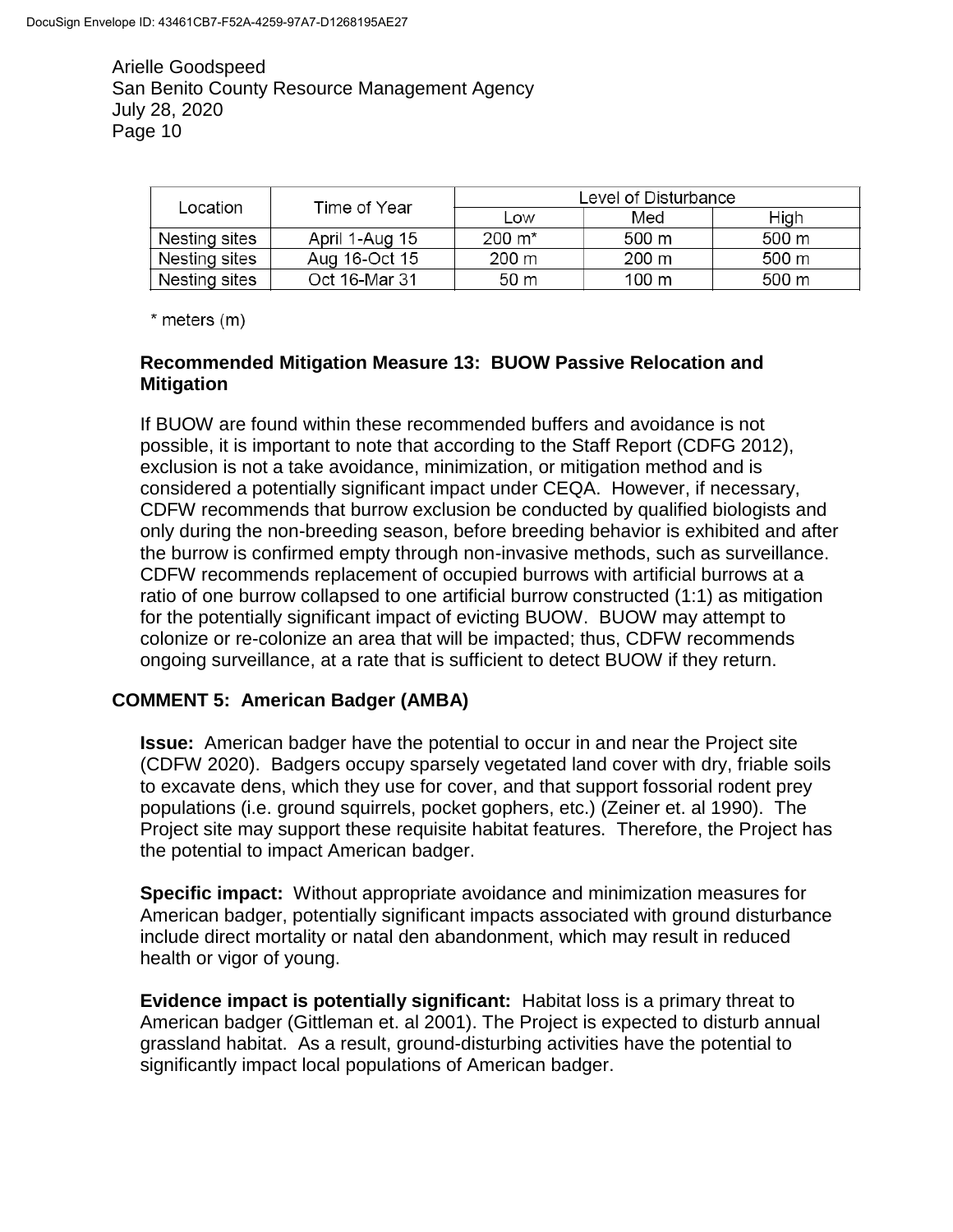| Location | Time of Year | Level of Disturbance | | |
|---|---|---|---|---|
| | | Low | Med | High |
| Nesting sites | April 1-Aug 15 | 200 m* | 500 m | 500 m |
| Nesting sites | Aug 16-Oct 15 | 200 m | 200 m | 500 m |
| Nesting sites | Oct 16-Mar 31 | 50 m | 100 m | 500 m |

* meters (m)

**Recommended Mitigation Measure 13: BUOW Passive Relocation and Mitigation**

If BUOW are found within these recommended buffers and avoidance is not possible, it is important to note that according to the Staff Report (CDFG 2012), exclusion is not a take avoidance, minimization, or mitigation method and is considered a potentially significant impact under CEQA. However, if necessary, CDFW recommends that burrow exclusion be conducted by qualified biologists and only during the non-breeding season, before breeding behavior is exhibited and after the burrow is confirmed empty through non-invasive methods, such as surveillance. CDFW recommends replacement of occupied burrows with artificial burrows at a ratio of one burrow collapsed to one artificial burrow constructed (1:1) as mitigation for the potentially significant impact of evicting BUOW. BUOW may attempt to colonize or re-colonize an area that will be impacted; thus, CDFW recommends ongoing surveillance, at a rate that is sufficient to detect BUOW if they return.

**COMMENT 5: American Badger (AMBA)**

**Issue:** American badger have the potential to occur in and near the Project site (CDFW 2020). Badgers occupy sparsely vegetated land cover with dry, friable soils to excavate dens, which they use for cover, and that support fossorial rodent prey populations (i.e. ground squirrels, pocket gophers, etc.) (Zeiner et. al 1990). The Project site may support these requisite habitat features. Therefore, the Project has the potential to impact American badger.

**Specific impact:** Without appropriate avoidance and minimization measures for American badger, potentially significant impacts associated with ground disturbance include direct mortality or natal den abandonment, which may result in reduced health or vigor of young.

**Evidence impact is potentially significant:** Habitat loss is a primary threat to American badger (Gittleman et. al 2001). The Project is expected to disturb annual grassland habitat. As a result, ground-disturbing activities have the potential to significantly impact local populations of American badger.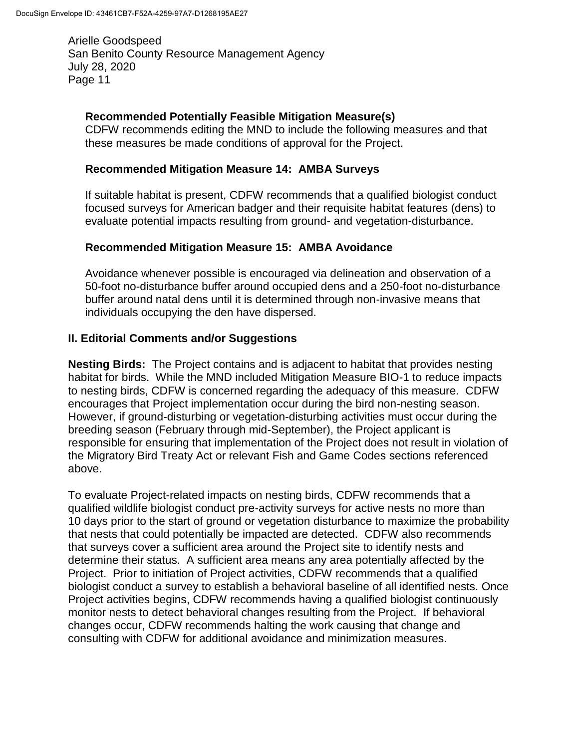**Recommended Potentially Feasible Mitigation Measure(s)**
CDFW recommends editing the MND to include the following measures and that these measures be made conditions of approval for the Project.

**Recommended Mitigation Measure 14: AMBA Surveys**

If suitable habitat is present, CDFW recommends that a qualified biologist conduct focused surveys for American badger and their requisite habitat features (dens) to evaluate potential impacts resulting from ground- and vegetation-disturbance.

**Recommended Mitigation Measure 15: AMBA Avoidance**

Avoidance whenever possible is encouraged via delineation and observation of a 50-foot no-disturbance buffer around occupied dens and a 250-foot no-disturbance buffer around natal dens until it is determined through non-invasive means that individuals occupying the den have dispersed.

## II. Editorial Comments and/or Suggestions

**Nesting Birds:** The Project contains and is adjacent to habitat that provides nesting habitat for birds. While the MND included Mitigation Measure BIO-1 to reduce impacts to nesting birds, CDFW is concerned regarding the adequacy of this measure. CDFW encourages that Project implementation occur during the bird non-nesting season. However, if ground-disturbing or vegetation-disturbing activities must occur during the breeding season (February through mid-September), the Project applicant is responsible for ensuring that implementation of the Project does not result in violation of the Migratory Bird Treaty Act or relevant Fish and Game Codes sections referenced above.

To evaluate Project-related impacts on nesting birds, CDFW recommends that a qualified wildlife biologist conduct pre-activity surveys for active nests no more than 10 days prior to the start of ground or vegetation disturbance to maximize the probability that nests that could potentially be impacted are detected. CDFW also recommends that surveys cover a sufficient area around the Project site to identify nests and determine their status. A sufficient area means any area potentially affected by the Project. Prior to initiation of Project activities, CDFW recommends that a qualified biologist conduct a survey to establish a behavioral baseline of all identified nests. Once Project activities begins, CDFW recommends having a qualified biologist continuously monitor nests to detect behavioral changes resulting from the Project. If behavioral changes occur, CDFW recommends halting the work causing that change and consulting with CDFW for additional avoidance and minimization measures.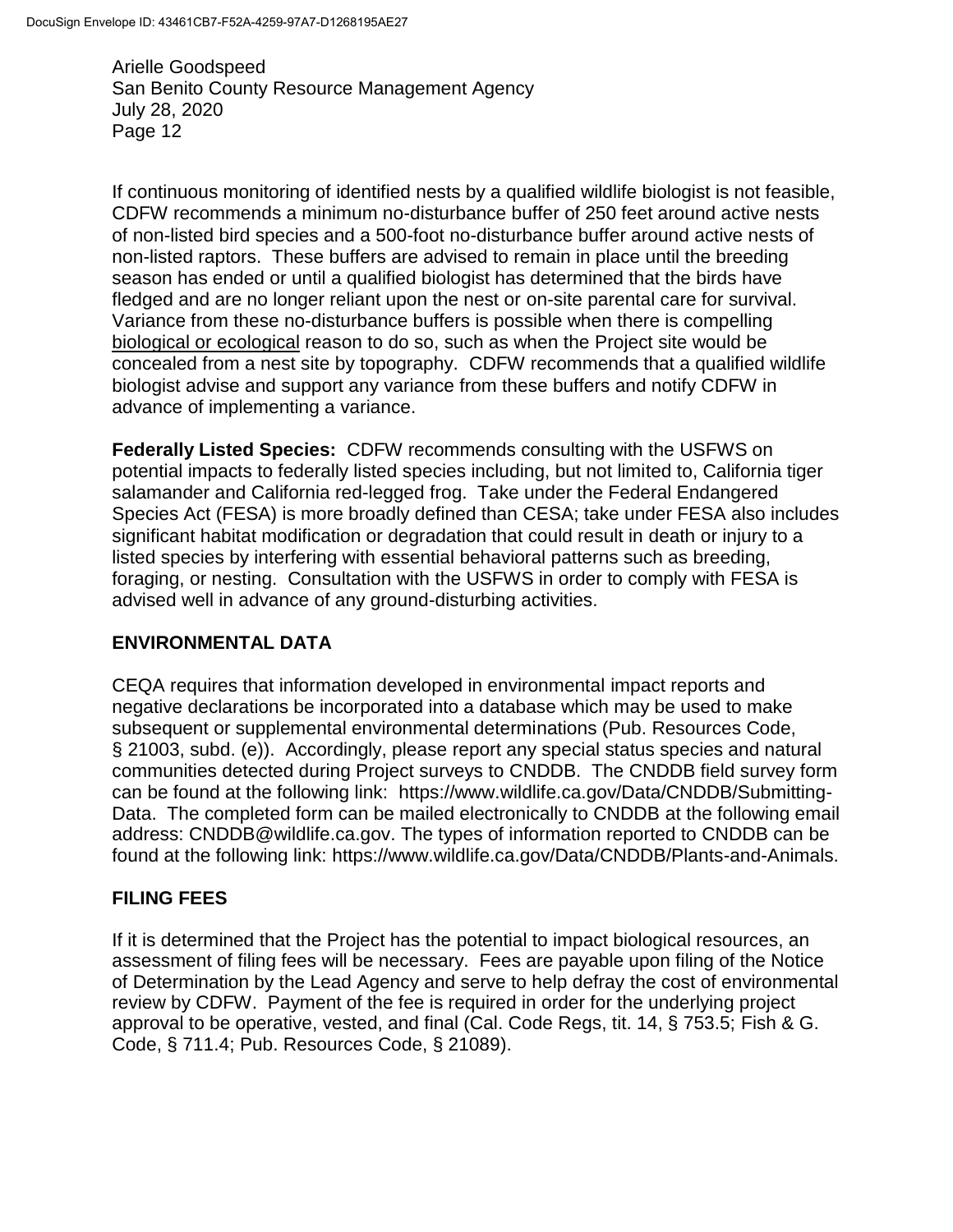If continuous monitoring of identified nests by a qualified wildlife biologist is not feasible, CDFW recommends a minimum no-disturbance buffer of 250 feet around active nests of non-listed bird species and a 500-foot no-disturbance buffer around active nests of non-listed raptors. These buffers are advised to remain in place until the breeding season has ended or until a qualified biologist has determined that the birds have fledged and are no longer reliant upon the nest or on-site parental care for survival. Variance from these no-disturbance buffers is possible when there is compelling biological or ecological reason to do so, such as when the Project site would be concealed from a nest site by topography. CDFW recommends that a qualified wildlife biologist advise and support any variance from these buffers and notify CDFW in advance of implementing a variance.

**Federally Listed Species:** CDFW recommends consulting with the USFWS on potential impacts to federally listed species including, but not limited to, California tiger salamander and California red-legged frog. Take under the Federal Endangered Species Act (FESA) is more broadly defined than CESA; take under FESA also includes significant habitat modification or degradation that could result in death or injury to a listed species by interfering with essential behavioral patterns such as breeding, foraging, or nesting. Consultation with the USFWS in order to comply with FESA is advised well in advance of any ground-disturbing activities.

## ENVIRONMENTAL DATA

CEQA requires that information developed in environmental impact reports and negative declarations be incorporated into a database which may be used to make subsequent or supplemental environmental determinations (Pub. Resources Code, § 21003, subd. (e)). Accordingly, please report any special status species and natural communities detected during Project surveys to CNDDB. The CNDDB field survey form can be found at the following link: https://www.wildlife.ca.gov/Data/CNDDB/Submitting-Data. The completed form can be mailed electronically to CNDDB at the following email address: CNDDB@wildlife.ca.gov. The types of information reported to CNDDB can be found at the following link: https://www.wildlife.ca.gov/Data/CNDDB/Plants-and-Animals.

## FILING FEES

If it is determined that the Project has the potential to impact biological resources, an assessment of filing fees will be necessary. Fees are payable upon filing of the Notice of Determination by the Lead Agency and serve to help defray the cost of environmental review by CDFW. Payment of the fee is required in order for the underlying project approval to be operative, vested, and final (Cal. Code Regs, tit. 14, § 753.5; Fish & G. Code, § 711.4; Pub. Resources Code, § 21089).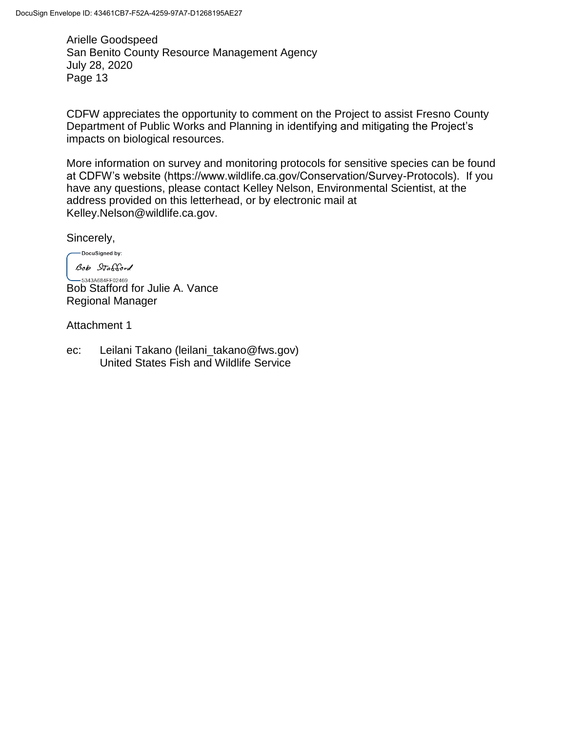Arielle Goodspeed
San Benito County Resource Management Agency
July 28, 2020

CDFW appreciates the opportunity to comment on the Project to assist Fresno County Department of Public Works and Planning in identifying and mitigating the Project's impacts on biological resources.

More information on survey and monitoring protocols for sensitive species can be found at CDFW's website (https://www.wildlife.ca.gov/Conservation/Survey-Protocols). If you have any questions, please contact Kelley Nelson, Environmental Scientist, at the address provided on this letterhead, or by electronic mail at Kelley.Nelson@wildlife.ca.gov.

Sincerely,

DocuSigned by:
Bob Stafford
5343A684FF02469

Bob Stafford for Julie A. Vance
Regional Manager

Attachment 1

ec: Leilani Takano (leilani_takano@fws.gov)
United States Fish and Wildlife Service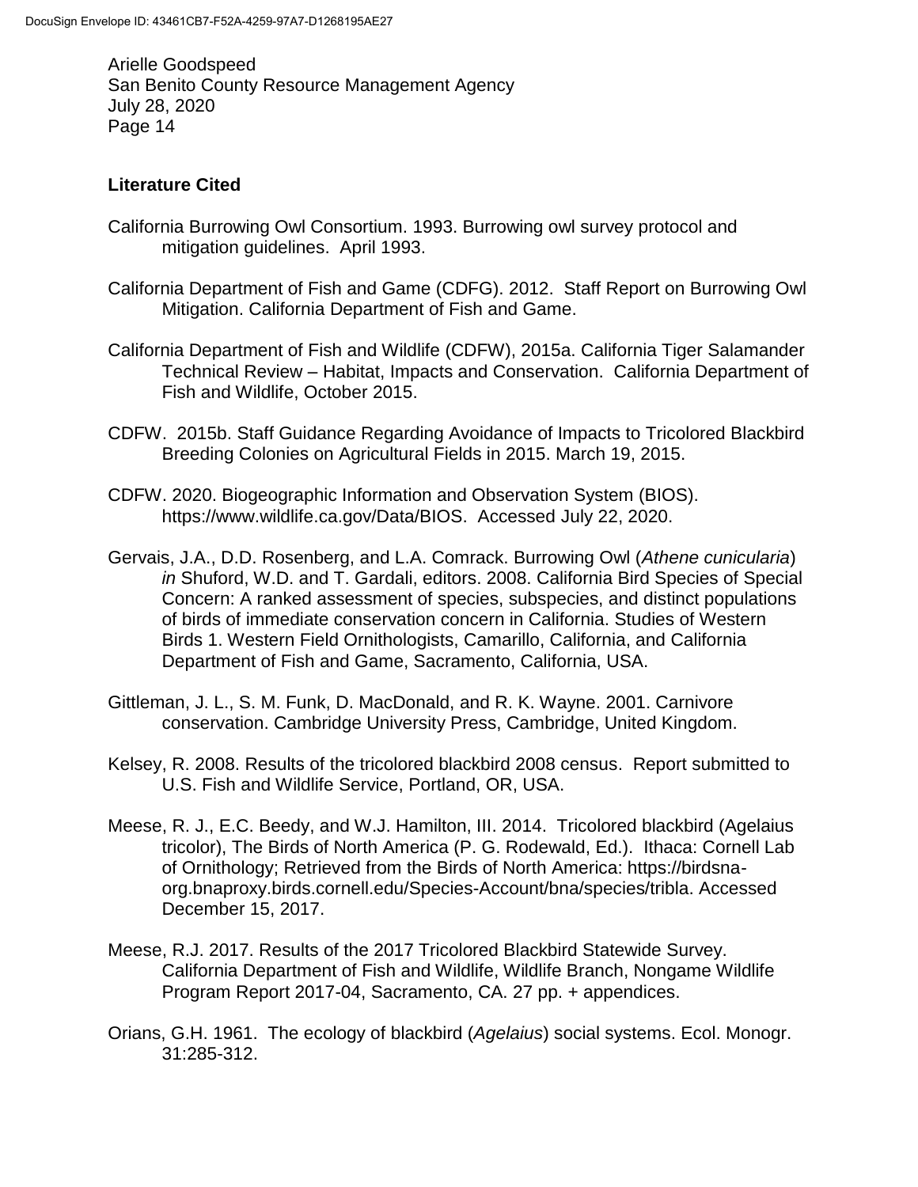## Literature Cited

California Burrowing Owl Consortium. 1993. Burrowing owl survey protocol and mitigation guidelines. April 1993.

California Department of Fish and Game (CDFG). 2012. Staff Report on Burrowing Owl Mitigation. California Department of Fish and Game.

California Department of Fish and Wildlife (CDFW), 2015a. California Tiger Salamander Technical Review – Habitat, Impacts and Conservation. California Department of Fish and Wildlife, October 2015.

CDFW. 2015b. Staff Guidance Regarding Avoidance of Impacts to Tricolored Blackbird Breeding Colonies on Agricultural Fields in 2015. March 19, 2015.

CDFW. 2020. Biogeographic Information and Observation System (BIOS). https://www.wildlife.ca.gov/Data/BIOS. Accessed July 22, 2020.

Gervais, J.A., D.D. Rosenberg, and L.A. Comrack. Burrowing Owl (*Athene cunicularia*) *in* Shuford, W.D. and T. Gardali, editors. 2008. California Bird Species of Special Concern: A ranked assessment of species, subspecies, and distinct populations of birds of immediate conservation concern in California. Studies of Western Birds 1. Western Field Ornithologists, Camarillo, California, and California Department of Fish and Game, Sacramento, California, USA.

Gittleman, J. L., S. M. Funk, D. MacDonald, and R. K. Wayne. 2001. Carnivore conservation. Cambridge University Press, Cambridge, United Kingdom.

Kelsey, R. 2008. Results of the tricolored blackbird 2008 census. Report submitted to U.S. Fish and Wildlife Service, Portland, OR, USA.

Meese, R. J., E.C. Beedy, and W.J. Hamilton, III. 2014. Tricolored blackbird (Agelaius tricolor), The Birds of North America (P. G. Rodewald, Ed.). Ithaca: Cornell Lab of Ornithology; Retrieved from the Birds of North America: https://birdsna-org.bnaproxy.birds.cornell.edu/Species-Account/bna/species/tribla. Accessed December 15, 2017.

Meese, R.J. 2017. Results of the 2017 Tricolored Blackbird Statewide Survey. California Department of Fish and Wildlife, Wildlife Branch, Nongame Wildlife Program Report 2017-04, Sacramento, CA. 27 pp. + appendices.

Orians, G.H. 1961. The ecology of blackbird (*Agelaius*) social systems. Ecol. Monogr. 31:285-312.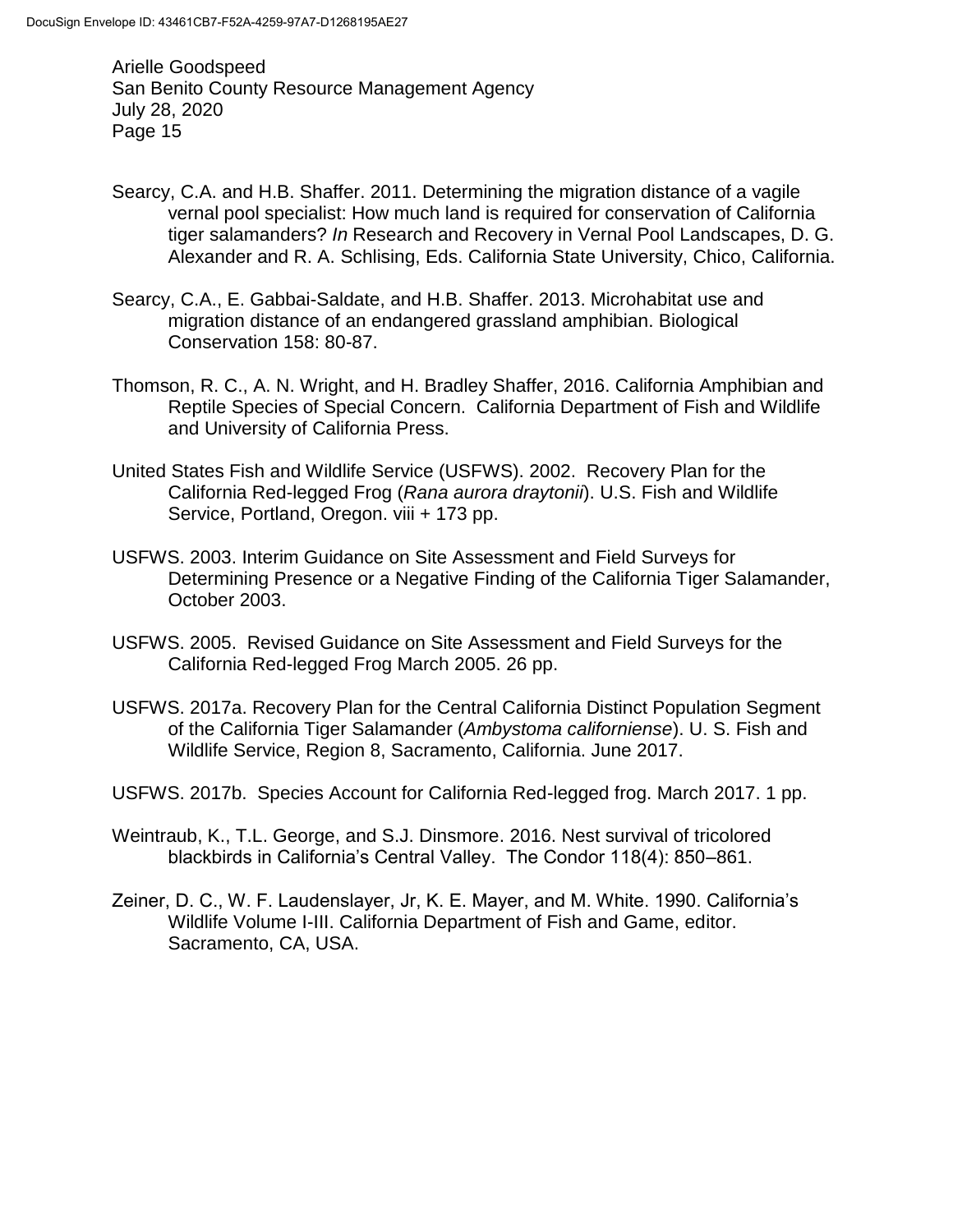Searcy, C.A. and H.B. Shaffer. 2011. Determining the migration distance of a vagile vernal pool specialist: How much land is required for conservation of California tiger salamanders? *In* Research and Recovery in Vernal Pool Landscapes, D. G. Alexander and R. A. Schlising, Eds. California State University, Chico, California.

Searcy, C.A., E. Gabbai-Saldate, and H.B. Shaffer. 2013. Microhabitat use and migration distance of an endangered grassland amphibian. Biological Conservation 158: 80-87.

Thomson, R. C., A. N. Wright, and H. Bradley Shaffer, 2016. California Amphibian and Reptile Species of Special Concern. California Department of Fish and Wildlife and University of California Press.

United States Fish and Wildlife Service (USFWS). 2002. Recovery Plan for the California Red-legged Frog (*Rana aurora draytonii*). U.S. Fish and Wildlife Service, Portland, Oregon. viii + 173 pp.

USFWS. 2003. Interim Guidance on Site Assessment and Field Surveys for Determining Presence or a Negative Finding of the California Tiger Salamander, October 2003.

USFWS. 2005. Revised Guidance on Site Assessment and Field Surveys for the California Red-legged Frog March 2005. 26 pp.

USFWS. 2017a. Recovery Plan for the Central California Distinct Population Segment of the California Tiger Salamander (*Ambystoma californiense*). U. S. Fish and Wildlife Service, Region 8, Sacramento, California. June 2017.

USFWS. 2017b. Species Account for California Red-legged frog. March 2017. 1 pp.

Weintraub, K., T.L. George, and S.J. Dinsmore. 2016. Nest survival of tricolored blackbirds in California's Central Valley. The Condor 118(4): 850–861.

Zeiner, D. C., W. F. Laudenslayer, Jr, K. E. Mayer, and M. White. 1990. California's Wildlife Volume I-III. California Department of Fish and Game, editor. Sacramento, CA, USA.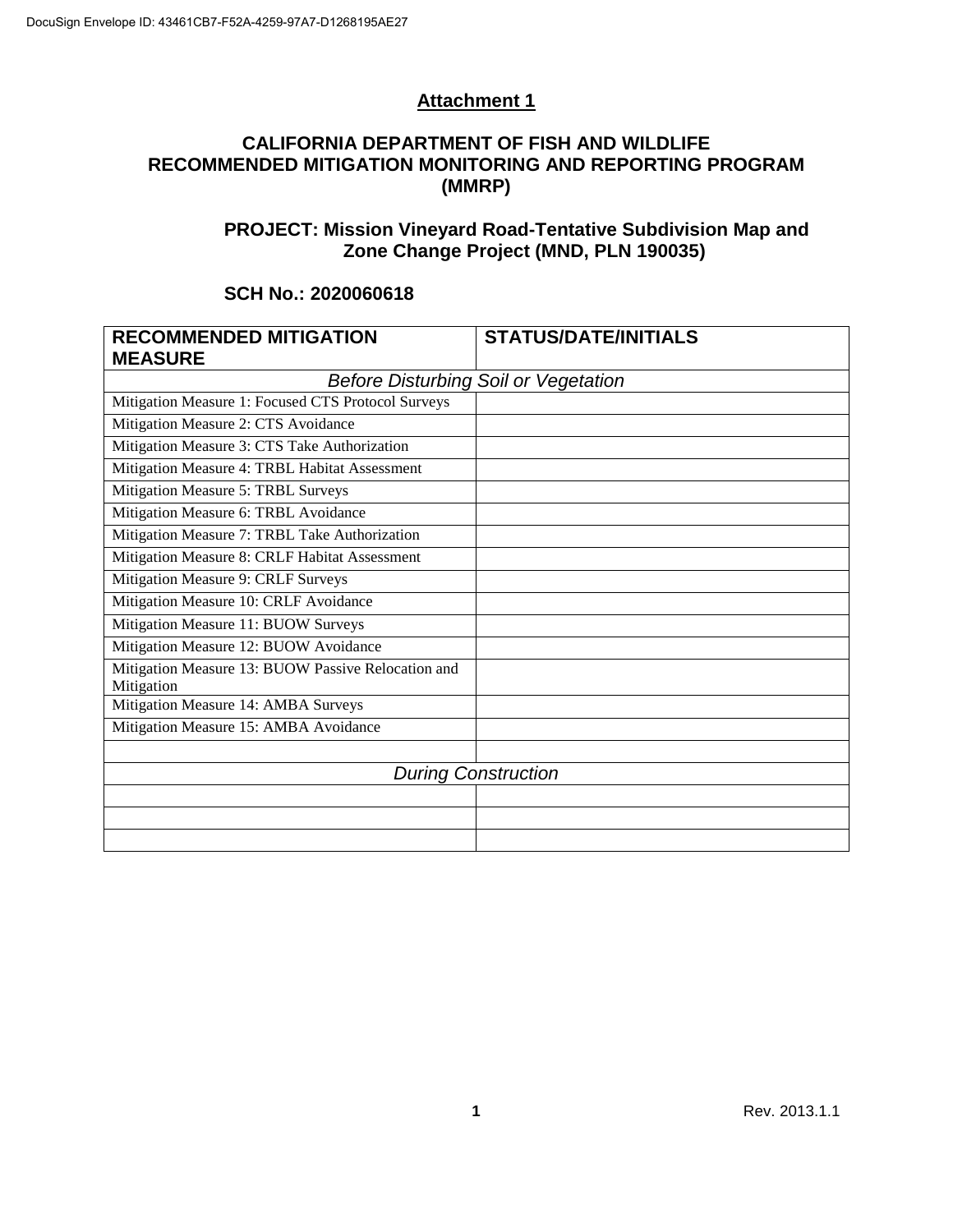## Attachment 1

### CALIFORNIA DEPARTMENT OF FISH AND WILDLIFE RECOMMENDED MITIGATION MONITORING AND REPORTING PROGRAM (MMRP)

### PROJECT: Mission Vineyard Road-Tentative Subdivision Map and Zone Change Project (MND, PLN 190035)

### SCH No.: 2020060618

| RECOMMENDED MITIGATION MEASURE | STATUS/DATE/INITIALS |
|---|---|
| *Before Disturbing Soil or Vegetation* | |
| Mitigation Measure 1: Focused CTS Protocol Surveys | |
| Mitigation Measure 2: CTS Avoidance | |
| Mitigation Measure 3: CTS Take Authorization | |
| Mitigation Measure 4: TRBL Habitat Assessment | |
| Mitigation Measure 5: TRBL Surveys | |
| Mitigation Measure 6: TRBL Avoidance | |
| Mitigation Measure 7: TRBL Take Authorization | |
| Mitigation Measure 8: CRLF Habitat Assessment | |
| Mitigation Measure 9: CRLF Surveys | |
| Mitigation Measure 10: CRLF Avoidance | |
| Mitigation Measure 11: BUOW Surveys | |
| Mitigation Measure 12: BUOW Avoidance | |
| Mitigation Measure 13: BUOW Passive Relocation and Mitigation | |
| Mitigation Measure 14: AMBA Surveys | |
| Mitigation Measure 15: AMBA Avoidance | |
| | |
| *During Construction* | |
| | |
| | |
| | |

Rev. 2013.1.1